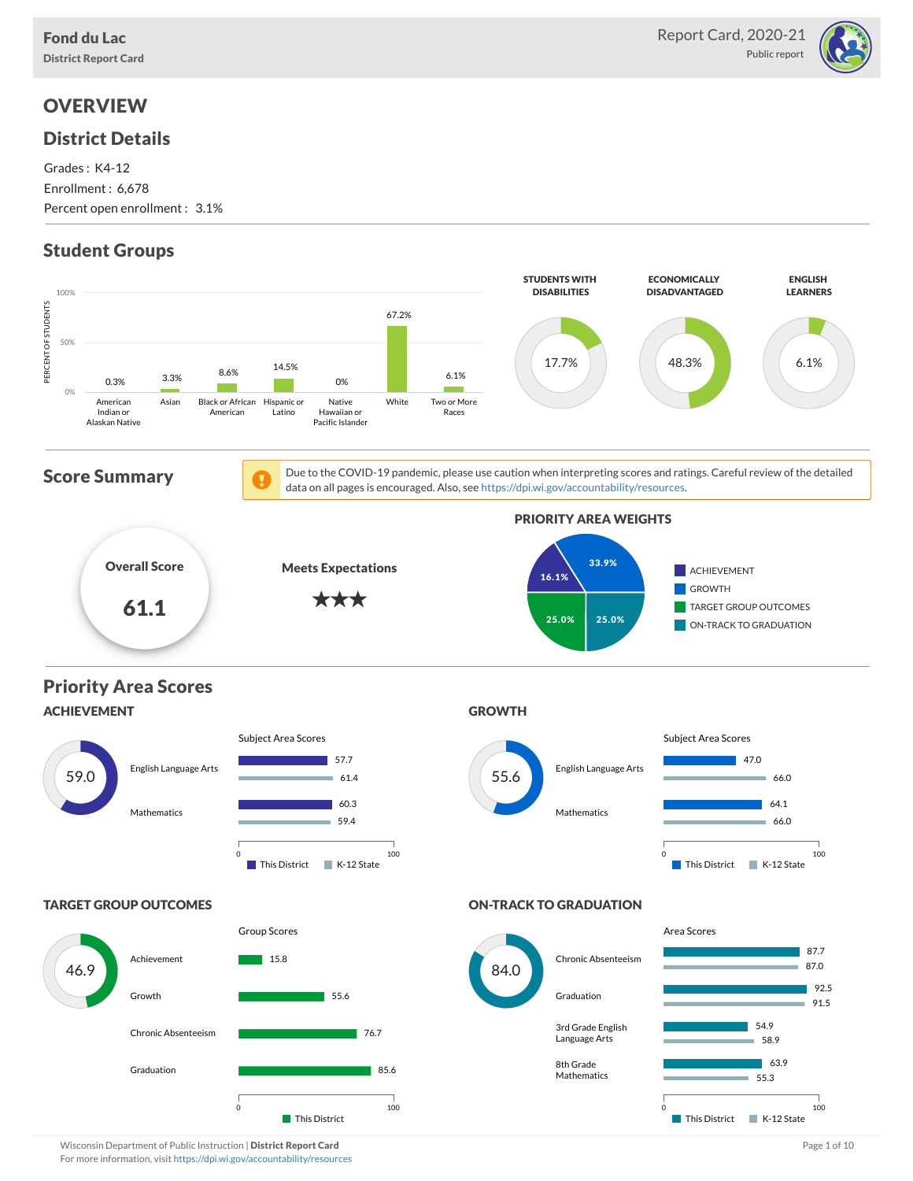**Fond du Lac**
District Report Card

Report Card, 2020-21
Public report

# OVERVIEW

## District Details

Grades : K4-12
Enrollment : 6,678
Percent open enrollment : 3.1%

## Student Groups

| Group | Percent of Students |
| --- | --- |
| American Indian or Alaskan Native | 0.3% |
| Asian | 3.3% |
| Black or African American | 8.6% |
| Hispanic or Latino | 14.5% |
| Native Hawaiian or Pacific Islander | 0% |
| White | 67.2% |
| Two or More Races | 6.1% |

| STUDENTS WITH DISABILITIES | ECONOMICALLY DISADVANTAGED | ENGLISH LEARNERS |
| --- | --- | --- |
| 17.7% | 48.3% | 6.1% |

## Score Summary

Due to the COVID-19 pandemic, please use caution when interpreting scores and ratings. Careful review of the detailed data on all pages is encouraged. Also, see https://dpi.wi.gov/accountability/resources.

**Overall Score**
**61.1**

**Meets Expectations**
★★★

### PRIORITY AREA WEIGHTS

| Priority Area | Weight |
| --- | --- |
| ACHIEVEMENT | 16.1% |
| GROWTH | 33.9% |
| TARGET GROUP OUTCOMES | 25.0% |
| ON-TRACK TO GRADUATION | 25.0% |

## Priority Area Scores

### ACHIEVEMENT

Score: 59.0

Subject Area Scores

| Subject | This District | K-12 State |
| --- | --- | --- |
| English Language Arts | 57.7 | 61.4 |
| Mathematics | 60.3 | 59.4 |

### GROWTH

Score: 55.6

Subject Area Scores

| Subject | This District | K-12 State |
| --- | --- | --- |
| English Language Arts | 47.0 | 66.0 |
| Mathematics | 64.1 | 66.0 |

### TARGET GROUP OUTCOMES

Score: 46.9

Group Scores

| Group | This District |
| --- | --- |
| Achievement | 15.8 |
| Growth | 55.6 |
| Chronic Absenteeism | 76.7 |
| Graduation | 85.6 |

### ON-TRACK TO GRADUATION

Score: 84.0

Area Scores

| Area | This District | K-12 State |
| --- | --- | --- |
| Chronic Absenteeism | 87.7 | 87.0 |
| Graduation | 92.5 | 91.5 |
| 3rd Grade English Language Arts | 54.9 | 58.9 |
| 8th Grade Mathematics | 63.9 | 55.3 |

Wisconsin Department of Public Instruction | **District Report Card**
For more information, visit https://dpi.wi.gov/accountability/resources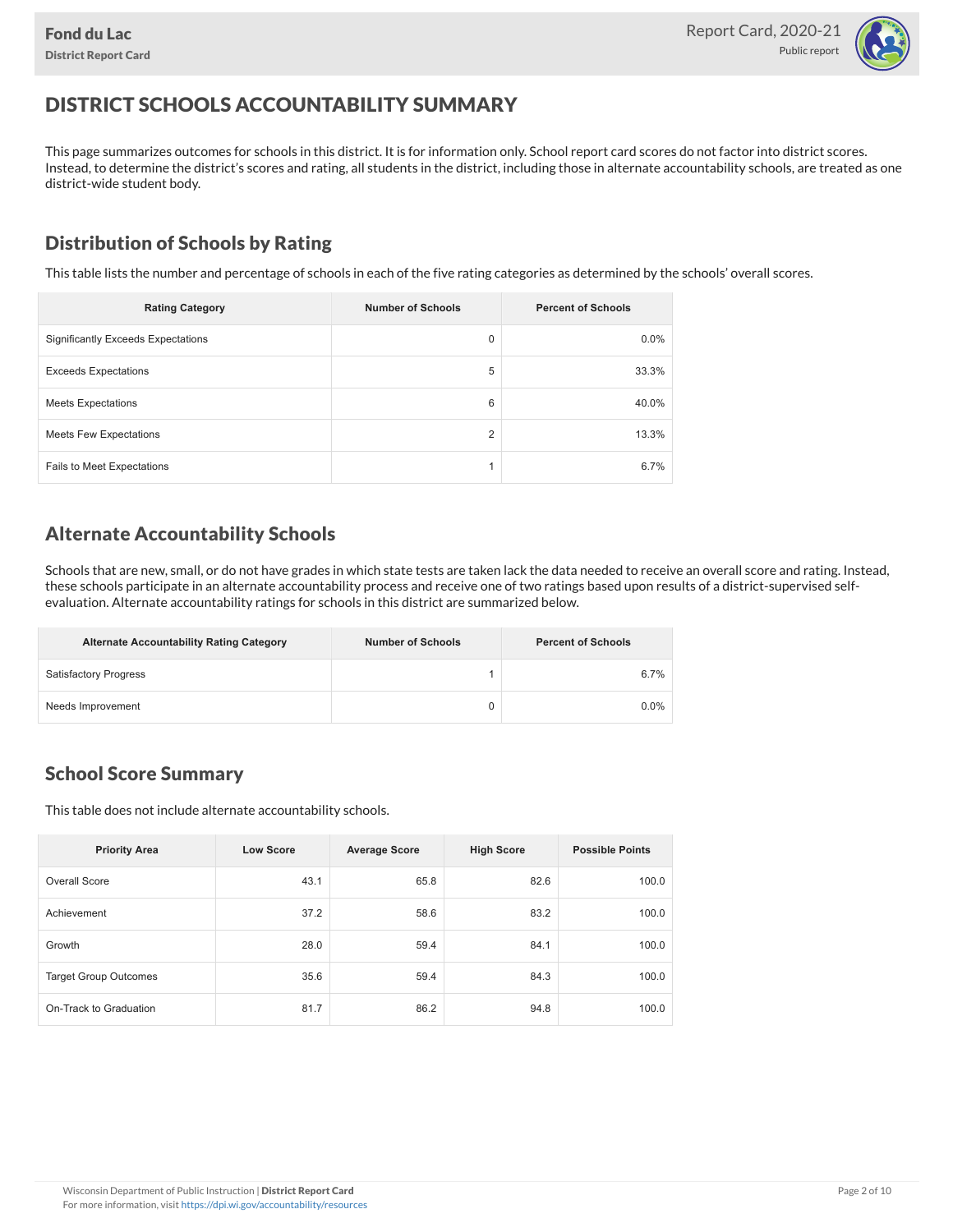# DISTRICT SCHOOLS ACCOUNTABILITY SUMMARY

This page summarizes outcomes for schools in this district. It is for information only. School report card scores do not factor into district scores. Instead, to determine the district's scores and rating, all students in the district, including those in alternate accountability schools, are treated as one district-wide student body.

## Distribution of Schools by Rating

This table lists the number and percentage of schools in each of the five rating categories as determined by the schools' overall scores.

| Rating Category | Number of Schools | Percent of Schools |
|---|---|---|
| Significantly Exceeds Expectations | 0 | 0.0% |
| Exceeds Expectations | 5 | 33.3% |
| Meets Expectations | 6 | 40.0% |
| Meets Few Expectations | 2 | 13.3% |
| Fails to Meet Expectations | 1 | 6.7% |

## Alternate Accountability Schools

Schools that are new, small, or do not have grades in which state tests are taken lack the data needed to receive an overall score and rating. Instead, these schools participate in an alternate accountability process and receive one of two ratings based upon results of a district-supervised self-evaluation. Alternate accountability ratings for schools in this district are summarized below.

| Alternate Accountability Rating Category | Number of Schools | Percent of Schools |
|---|---|---|
| Satisfactory Progress | 1 | 6.7% |
| Needs Improvement | 0 | 0.0% |

## School Score Summary

This table does not include alternate accountability schools.

| Priority Area | Low Score | Average Score | High Score | Possible Points |
|---|---|---|---|---|
| Overall Score | 43.1 | 65.8 | 82.6 | 100.0 |
| Achievement | 37.2 | 58.6 | 83.2 | 100.0 |
| Growth | 28.0 | 59.4 | 84.1 | 100.0 |
| Target Group Outcomes | 35.6 | 59.4 | 84.3 | 100.0 |
| On-Track to Graduation | 81.7 | 86.2 | 94.8 | 100.0 |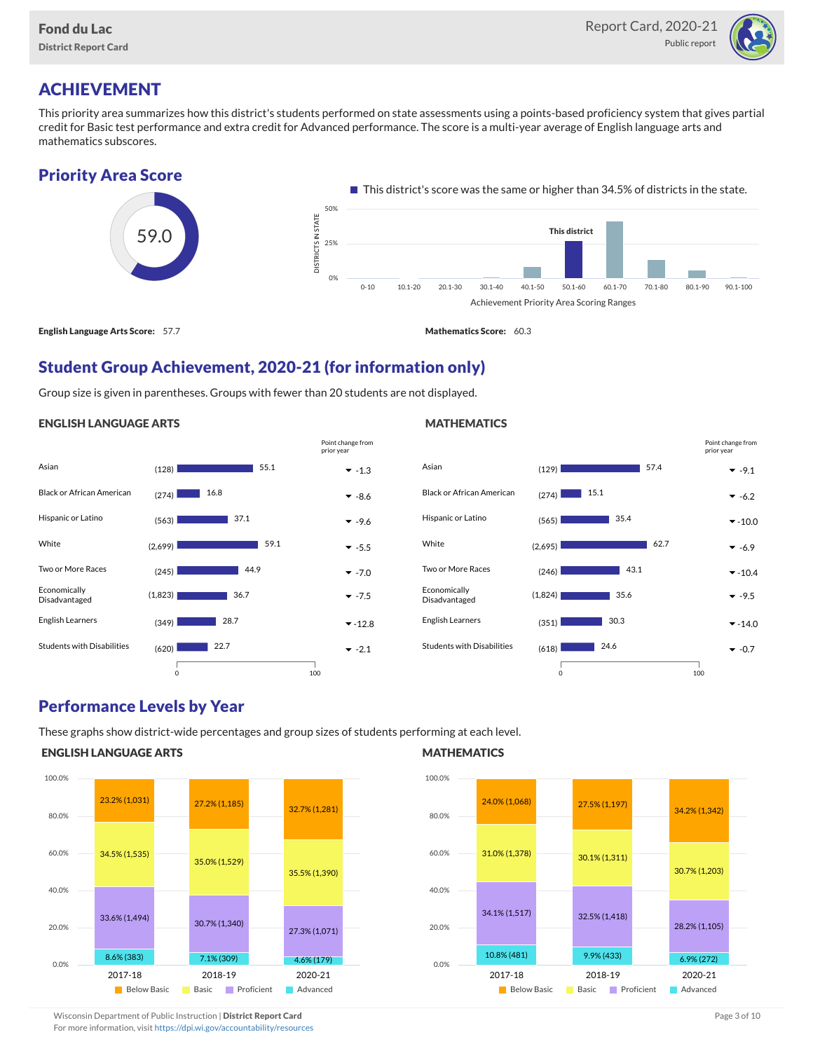## ACHIEVEMENT

This priority area summarizes how this district's students performed on state assessments using a points-based proficiency system that gives partial credit for Basic test performance and extra credit for Advanced performance. The score is a multi-year average of English language arts and mathematics subscores.

### Priority Area Score

59.0

This district's score was the same or higher than 34.5% of districts in the state.

**English Language Arts Score:** 57.7

**Mathematics Score:** 60.3

### Student Group Achievement, 2020-21 (for information only)

Group size is given in parentheses. Groups with fewer than 20 students are not displayed.

#### ENGLISH LANGUAGE ARTS

| Group | Size | Score | Point change from prior year |
|---|---|---|---|
| Asian | (128) | 55.1 | -1.3 |
| Black or African American | (274) | 16.8 | -8.6 |
| Hispanic or Latino | (563) | 37.1 | -9.6 |
| White | (2,699) | 59.1 | -5.5 |
| Two or More Races | (245) | 44.9 | -7.0 |
| Economically Disadvantaged | (1,823) | 36.7 | -7.5 |
| English Learners | (349) | 28.7 | -12.8 |
| Students with Disabilities | (620) | 22.7 | -2.1 |

#### MATHEMATICS

| Group | Size | Score | Point change from prior year |
|---|---|---|---|
| Asian | (129) | 57.4 | -9.1 |
| Black or African American | (274) | 15.1 | -6.2 |
| Hispanic or Latino | (565) | 35.4 | -10.0 |
| White | (2,695) | 62.7 | -6.9 |
| Two or More Races | (246) | 43.1 | -10.4 |
| Economically Disadvantaged | (1,824) | 35.6 | -9.5 |
| English Learners | (351) | 30.3 | -14.0 |
| Students with Disabilities | (618) | 24.6 | -0.7 |

### Performance Levels by Year

These graphs show district-wide percentages and group sizes of students performing at each level.

#### ENGLISH LANGUAGE ARTS

| Level | 2017-18 | 2018-19 | 2020-21 |
|---|---|---|---|
| Below Basic | 23.2% (1,031) | 27.2% (1,185) | 32.7% (1,281) |
| Basic | 34.5% (1,535) | 35.0% (1,529) | 35.5% (1,390) |
| Proficient | 33.6% (1,494) | 30.7% (1,340) | 27.3% (1,071) |
| Advanced | 8.6% (383) | 7.1% (309) | 4.6% (179) |

#### MATHEMATICS

| Level | 2017-18 | 2018-19 | 2020-21 |
|---|---|---|---|
| Below Basic | 24.0% (1,068) | 27.5% (1,197) | 34.2% (1,342) |
| Basic | 31.0% (1,378) | 30.1% (1,311) | 30.7% (1,203) |
| Proficient | 34.1% (1,517) | 32.5% (1,418) | 28.2% (1,105) |
| Advanced | 10.8% (481) | 9.9% (433) | 6.9% (272) |

Wisconsin Department of Public Instruction | **District Report Card**
For more information, visit https://dpi.wi.gov/accountability/resources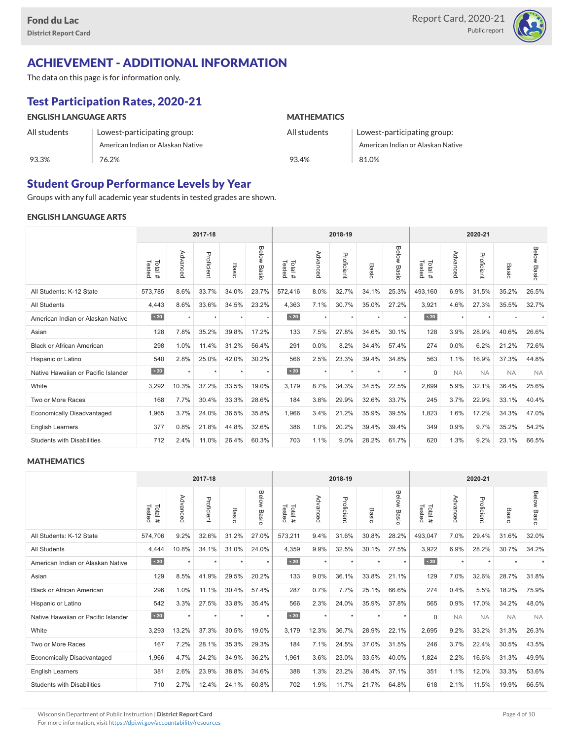## ACHIEVEMENT - ADDITIONAL INFORMATION

The data on this page is for information only.

### Test Participation Rates, 2020-21

**ENGLISH LANGUAGE ARTS**

| All students | Lowest-participating group: American Indian or Alaskan Native |
|---|---|
| 93.3% | 76.2% |

**MATHEMATICS**

| All students | Lowest-participating group: American Indian or Alaskan Native |
|---|---|
| 93.4% | 81.0% |

### Student Group Performance Levels by Year

Groups with any full academic year students in tested grades are shown.

**ENGLISH LANGUAGE ARTS**

| | 2017-18 | | | | | 2018-19 | | | | | 2020-21 | | | | |
|---|---|---|---|---|---|---|---|---|---|---|---|---|---|---|---|
| | Total # Tested | Advanced | Proficient | Basic | Below Basic | Total # Tested | Advanced | Proficient | Basic | Below Basic | Total # Tested | Advanced | Proficient | Basic | Below Basic |
| All Students: K-12 State | 573,785 | 8.6% | 33.7% | 34.0% | 23.7% | 572,416 | 8.0% | 32.7% | 34.1% | 25.3% | 493,160 | 6.9% | 31.5% | 35.2% | 26.5% |
| All Students | 4,443 | 8.6% | 33.6% | 34.5% | 23.2% | 4,363 | 7.1% | 30.7% | 35.0% | 27.2% | 3,921 | 4.6% | 27.3% | 35.5% | 32.7% |
| American Indian or Alaskan Native | < 20 | * | * | * | * | < 20 | * | * | * | * | < 20 | * | * | * | * |
| Asian | 128 | 7.8% | 35.2% | 39.8% | 17.2% | 133 | 7.5% | 27.8% | 34.6% | 30.1% | 128 | 3.9% | 28.9% | 40.6% | 26.6% |
| Black or African American | 298 | 1.0% | 11.4% | 31.2% | 56.4% | 291 | 0.0% | 8.2% | 34.4% | 57.4% | 274 | 0.0% | 6.2% | 21.2% | 72.6% |
| Hispanic or Latino | 540 | 2.8% | 25.0% | 42.0% | 30.2% | 566 | 2.5% | 23.3% | 39.4% | 34.8% | 563 | 1.1% | 16.9% | 37.3% | 44.8% |
| Native Hawaiian or Pacific Islander | < 20 | * | * | * | * | < 20 | * | * | * | * | 0 | NA | NA | NA | NA |
| White | 3,292 | 10.3% | 37.2% | 33.5% | 19.0% | 3,179 | 8.7% | 34.3% | 34.5% | 22.5% | 2,699 | 5.9% | 32.1% | 36.4% | 25.6% |
| Two or More Races | 168 | 7.7% | 30.4% | 33.3% | 28.6% | 184 | 3.8% | 29.9% | 32.6% | 33.7% | 245 | 3.7% | 22.9% | 33.1% | 40.4% |
| Economically Disadvantaged | 1,965 | 3.7% | 24.0% | 36.5% | 35.8% | 1,966 | 3.4% | 21.2% | 35.9% | 39.5% | 1,823 | 1.6% | 17.2% | 34.3% | 47.0% |
| English Learners | 377 | 0.8% | 21.8% | 44.8% | 32.6% | 386 | 1.0% | 20.2% | 39.4% | 39.4% | 349 | 0.9% | 9.7% | 35.2% | 54.2% |
| Students with Disabilities | 712 | 2.4% | 11.0% | 26.4% | 60.3% | 703 | 1.1% | 9.0% | 28.2% | 61.7% | 620 | 1.3% | 9.2% | 23.1% | 66.5% |

**MATHEMATICS**

| | 2017-18 | | | | | 2018-19 | | | | | 2020-21 | | | | |
|---|---|---|---|---|---|---|---|---|---|---|---|---|---|---|---|
| | Total # Tested | Advanced | Proficient | Basic | Below Basic | Total # Tested | Advanced | Proficient | Basic | Below Basic | Total # Tested | Advanced | Proficient | Basic | Below Basic |
| All Students: K-12 State | 574,706 | 9.2% | 32.6% | 31.2% | 27.0% | 573,211 | 9.4% | 31.6% | 30.8% | 28.2% | 493,047 | 7.0% | 29.4% | 31.6% | 32.0% |
| All Students | 4,444 | 10.8% | 34.1% | 31.0% | 24.0% | 4,359 | 9.9% | 32.5% | 30.1% | 27.5% | 3,922 | 6.9% | 28.2% | 30.7% | 34.2% |
| American Indian or Alaskan Native | < 20 | * | * | * | * | < 20 | * | * | * | * | < 20 | * | * | * | * |
| Asian | 129 | 8.5% | 41.9% | 29.5% | 20.2% | 133 | 9.0% | 36.1% | 33.8% | 21.1% | 129 | 7.0% | 32.6% | 28.7% | 31.8% |
| Black or African American | 296 | 1.0% | 11.1% | 30.4% | 57.4% | 287 | 0.7% | 7.7% | 25.1% | 66.6% | 274 | 0.4% | 5.5% | 18.2% | 75.9% |
| Hispanic or Latino | 542 | 3.3% | 27.5% | 33.8% | 35.4% | 566 | 2.3% | 24.0% | 35.9% | 37.8% | 565 | 0.9% | 17.0% | 34.2% | 48.0% |
| Native Hawaiian or Pacific Islander | < 20 | * | * | * | * | < 20 | * | * | * | * | 0 | NA | NA | NA | NA |
| White | 3,293 | 13.2% | 37.3% | 30.5% | 19.0% | 3,179 | 12.3% | 36.7% | 28.9% | 22.1% | 2,695 | 9.2% | 33.2% | 31.3% | 26.3% |
| Two or More Races | 167 | 7.2% | 28.1% | 35.3% | 29.3% | 184 | 7.1% | 24.5% | 37.0% | 31.5% | 246 | 3.7% | 22.4% | 30.5% | 43.5% |
| Economically Disadvantaged | 1,966 | 4.7% | 24.2% | 34.9% | 36.2% | 1,961 | 3.6% | 23.0% | 33.5% | 40.0% | 1,824 | 2.2% | 16.6% | 31.3% | 49.9% |
| English Learners | 381 | 2.6% | 23.9% | 38.8% | 34.6% | 388 | 1.3% | 23.2% | 38.4% | 37.1% | 351 | 1.1% | 12.0% | 33.3% | 53.6% |
| Students with Disabilities | 710 | 2.7% | 12.4% | 24.1% | 60.8% | 702 | 1.9% | 11.7% | 21.7% | 64.8% | 618 | 2.1% | 11.5% | 19.9% | 66.5% |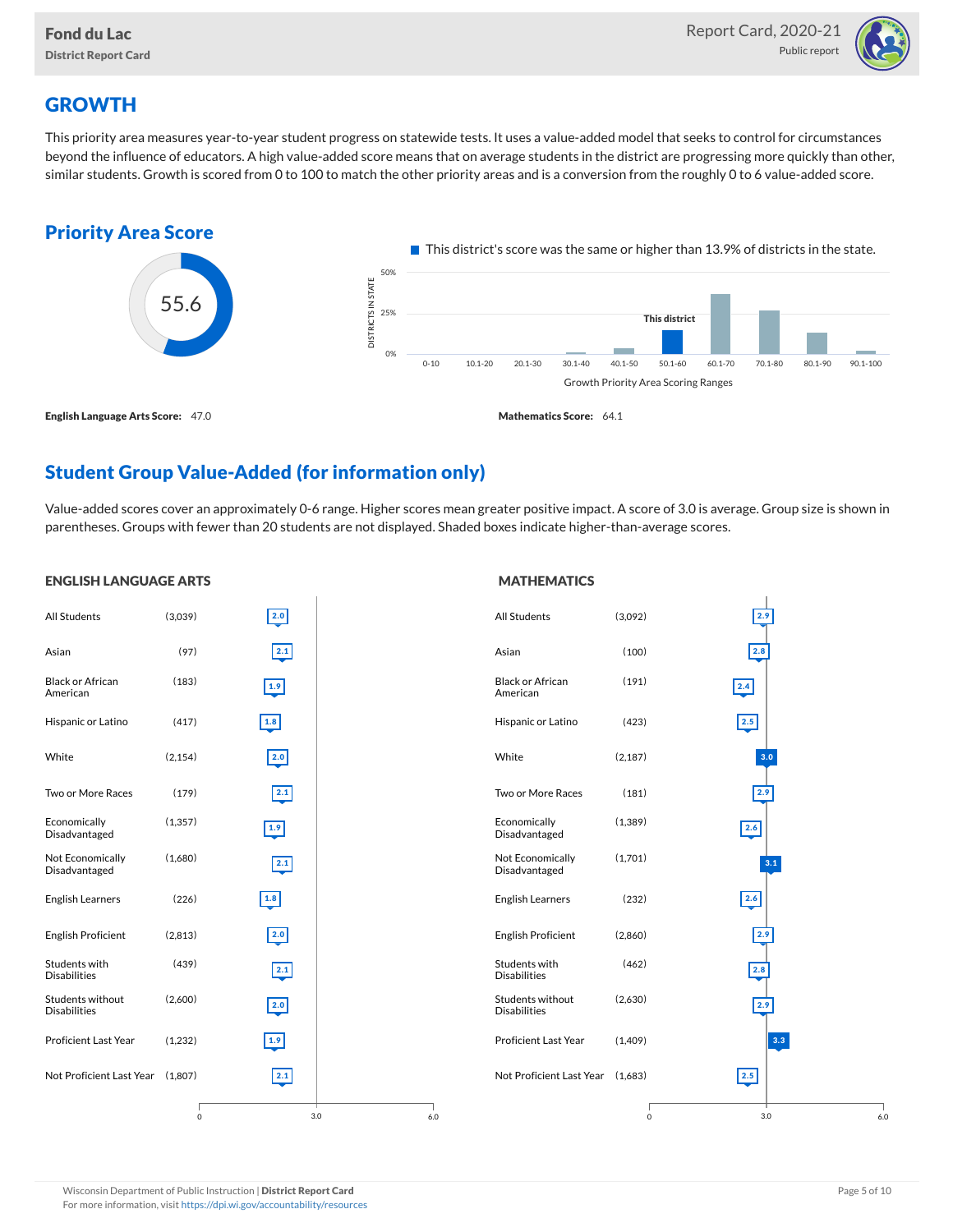## GROWTH

This priority area measures year-to-year student progress on statewide tests. It uses a value-added model that seeks to control for circumstances beyond the influence of educators. A high value-added score means that on average students in the district are progressing more quickly than other, similar students. Growth is scored from 0 to 100 to match the other priority areas and is a conversion from the roughly 0 to 6 value-added score.

### Priority Area Score

55.6

This district's score was the same or higher than 13.9% of districts in the state.

DISTRICTS IN STATE: 0%, 25%, 50%

Growth Priority Area Scoring Ranges: 0-10, 10.1-20, 20.1-30, 30.1-40, 40.1-50, 50.1-60 (This district), 60.1-70, 70.1-80, 80.1-90, 90.1-100

**English Language Arts Score:** 47.0

**Mathematics Score:** 64.1

### Student Group Value-Added (for information only)

Value-added scores cover an approximately 0-6 range. Higher scores mean greater positive impact. A score of 3.0 is average. Group size is shown in parentheses. Groups with fewer than 20 students are not displayed. Shaded boxes indicate higher-than-average scores.

#### ENGLISH LANGUAGE ARTS

| Group | Size | Value-Added |
|---|---|---|
| All Students | (3,039) | 2.0 |
| Asian | (97) | 2.1 |
| Black or African American | (183) | 1.9 |
| Hispanic or Latino | (417) | 1.8 |
| White | (2,154) | 2.0 |
| Two or More Races | (179) | 2.1 |
| Economically Disadvantaged | (1,357) | 1.9 |
| Not Economically Disadvantaged | (1,680) | 2.1 |
| English Learners | (226) | 1.8 |
| English Proficient | (2,813) | 2.0 |
| Students with Disabilities | (439) | 2.1 |
| Students without Disabilities | (2,600) | 2.0 |
| Proficient Last Year | (1,232) | 1.9 |
| Not Proficient Last Year | (1,807) | 2.1 |

#### MATHEMATICS

| Group | Size | Value-Added |
|---|---|---|
| All Students | (3,092) | 2.9 |
| Asian | (100) | 2.8 |
| Black or African American | (191) | 2.4 |
| Hispanic or Latino | (423) | 2.5 |
| White | (2,187) | 3.0 |
| Two or More Races | (181) | 2.9 |
| Economically Disadvantaged | (1,389) | 2.6 |
| Not Economically Disadvantaged | (1,701) | 3.1 |
| English Learners | (232) | 2.6 |
| English Proficient | (2,860) | 2.9 |
| Students with Disabilities | (462) | 2.8 |
| Students without Disabilities | (2,630) | 2.9 |
| Proficient Last Year | (1,409) | 3.3 |
| Not Proficient Last Year | (1,683) | 2.5 |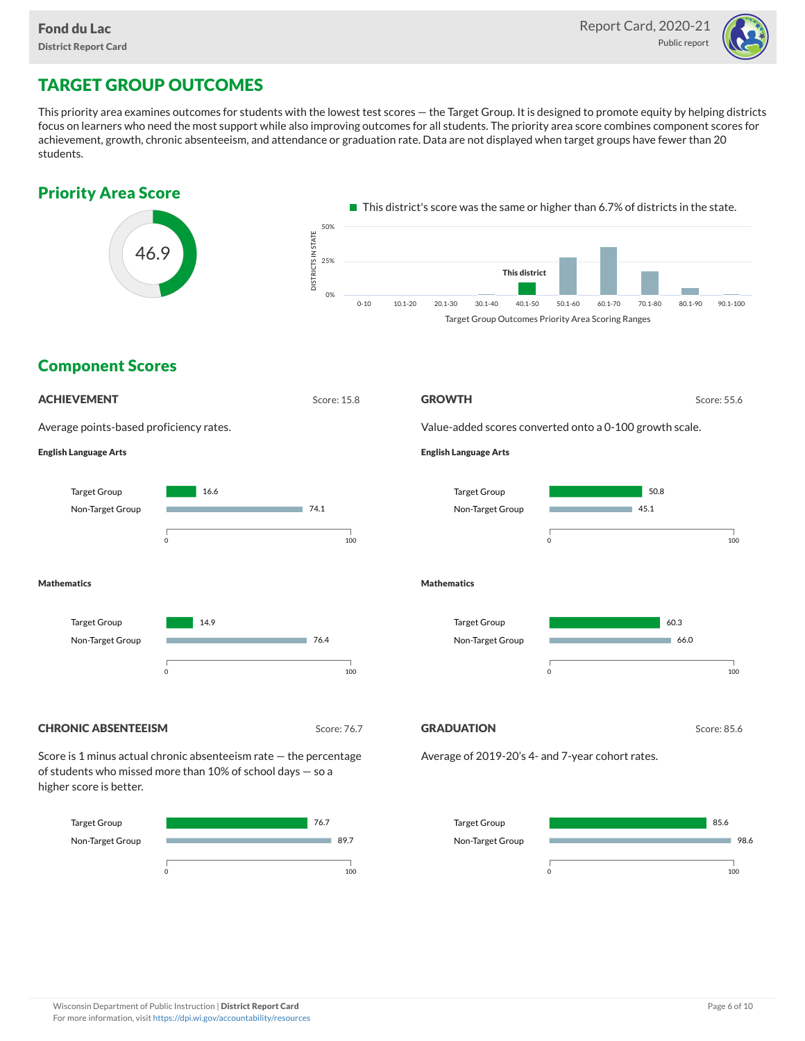## TARGET GROUP OUTCOMES

This priority area examines outcomes for students with the lowest test scores — the Target Group. It is designed to promote equity by helping districts focus on learners who need the most support while also improving outcomes for all students. The priority area score combines component scores for achievement, growth, chronic absenteeism, and attendance or graduation rate. Data are not displayed when target groups have fewer than 20 students.

### Priority Area Score

46.9

This district's score was the same or higher than 6.7% of districts in the state.

Target Group Outcomes Priority Area Scoring Ranges: 0-10, 10.1-20, 20.1-30, 30.1-40, 40.1-50 (This district), 50.1-60, 60.1-70, 70.1-80, 80.1-90, 90.1-100

### Component Scores

#### ACHIEVEMENT

Score: 15.8

Average points-based proficiency rates.

**English Language Arts**

| | Score |
|---|---|
| Target Group | 16.6 |
| Non-Target Group | 74.1 |

**Mathematics**

| | Score |
|---|---|
| Target Group | 14.9 |
| Non-Target Group | 76.4 |

#### GROWTH

Score: 55.6

Value-added scores converted onto a 0-100 growth scale.

**English Language Arts**

| | Score |
|---|---|
| Target Group | 50.8 |
| Non-Target Group | 45.1 |

**Mathematics**

| | Score |
|---|---|
| Target Group | 60.3 |
| Non-Target Group | 66.0 |

#### CHRONIC ABSENTEEISM

Score: 76.7

Score is 1 minus actual chronic absenteeism rate — the percentage of students who missed more than 10% of school days — so a higher score is better.

| | Score |
|---|---|
| Target Group | 76.7 |
| Non-Target Group | 89.7 |

#### GRADUATION

Score: 85.6

Average of 2019-20's 4- and 7-year cohort rates.

| | Score |
|---|---|
| Target Group | 85.6 |
| Non-Target Group | 98.6 |

Wisconsin Department of Public Instruction | **District Report Card**
For more information, visit https://dpi.wi.gov/accountability/resources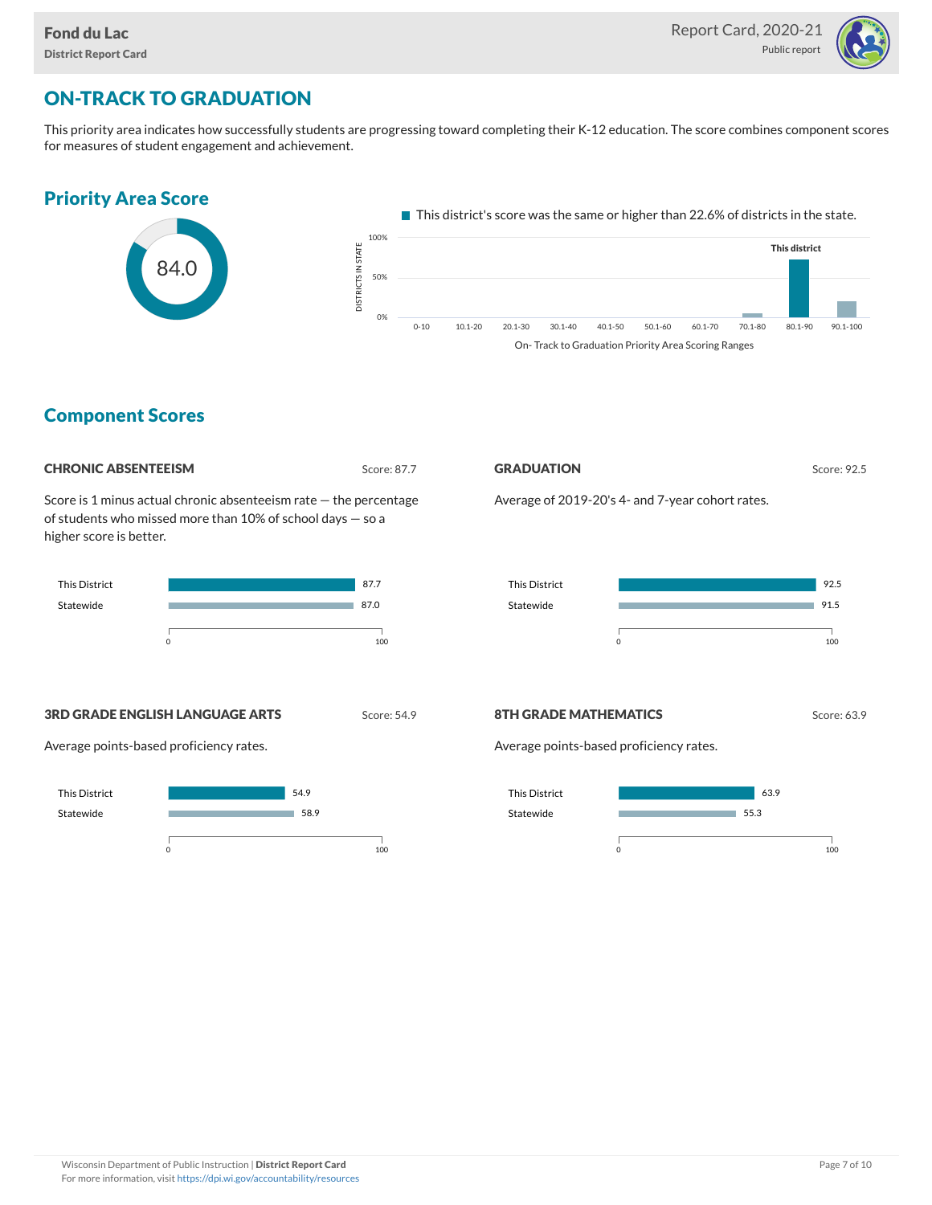Fond du Lac
District Report Card

Report Card, 2020-21
Public report

# ON-TRACK TO GRADUATION

This priority area indicates how successfully students are progressing toward completing their K-12 education. The score combines component scores for measures of student engagement and achievement.

## Priority Area Score

84.0

This district's score was the same or higher than 22.6% of districts in the state.

On- Track to Graduation Priority Area Scoring Ranges

## Component Scores

### CHRONIC ABSENTEEISM

Score: 87.7

Score is 1 minus actual chronic absenteeism rate — the percentage of students who missed more than 10% of school days — so a higher score is better.

| | Score |
|---|---|
| This District | 87.7 |
| Statewide | 87.0 |

### GRADUATION

Score: 92.5

Average of 2019-20's 4- and 7-year cohort rates.

| | Score |
|---|---|
| This District | 92.5 |
| Statewide | 91.5 |

### 3RD GRADE ENGLISH LANGUAGE ARTS

Score: 54.9

Average points-based proficiency rates.

| | Score |
|---|---|
| This District | 54.9 |
| Statewide | 58.9 |

### 8TH GRADE MATHEMATICS

Score: 63.9

Average points-based proficiency rates.

| | Score |
|---|---|
| This District | 63.9 |
| Statewide | 55.3 |

Wisconsin Department of Public Instruction | **District Report Card**
For more information, visit https://dpi.wi.gov/accountability/resources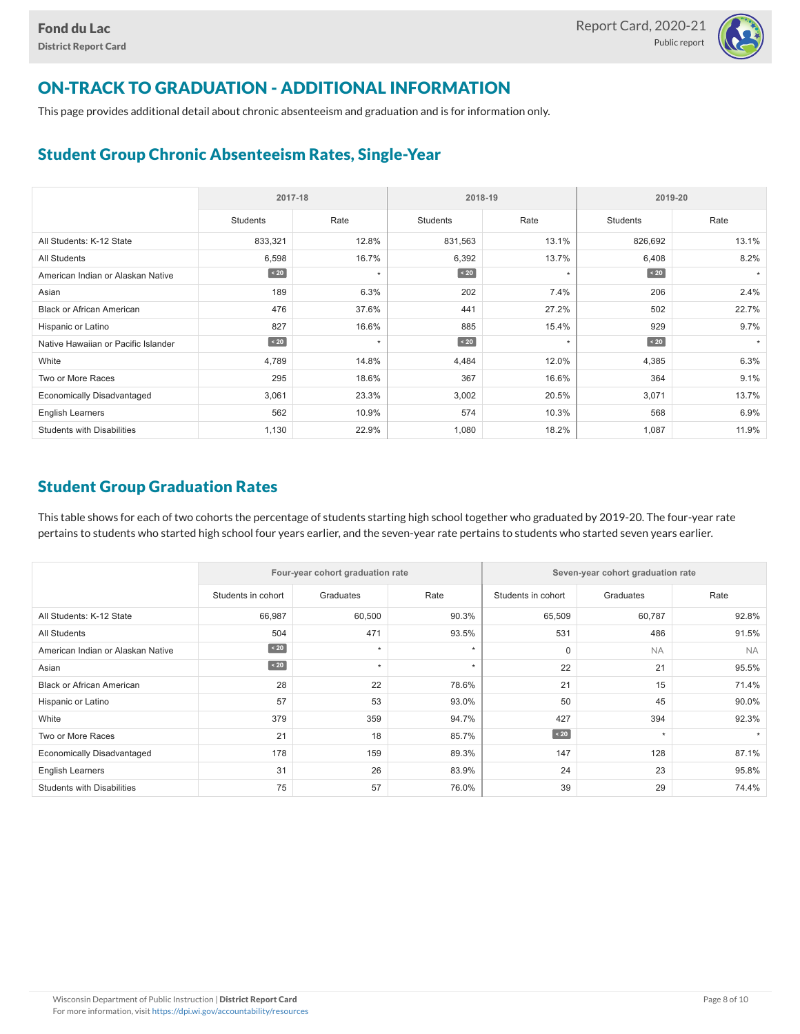# ON-TRACK TO GRADUATION - ADDITIONAL INFORMATION

This page provides additional detail about chronic absenteeism and graduation and is for information only.

## Student Group Chronic Absenteeism Rates, Single-Year

| | 2017-18 | | 2018-19 | | 2019-20 | |
|---|---|---|---|---|---|---|
| | Students | Rate | Students | Rate | Students | Rate |
| All Students: K-12 State | 833,321 | 12.8% | 831,563 | 13.1% | 826,692 | 13.1% |
| All Students | 6,598 | 16.7% | 6,392 | 13.7% | 6,408 | 8.2% |
| American Indian or Alaskan Native | < 20 | * | < 20 | * | < 20 | * |
| Asian | 189 | 6.3% | 202 | 7.4% | 206 | 2.4% |
| Black or African American | 476 | 37.6% | 441 | 27.2% | 502 | 22.7% |
| Hispanic or Latino | 827 | 16.6% | 885 | 15.4% | 929 | 9.7% |
| Native Hawaiian or Pacific Islander | < 20 | * | < 20 | * | < 20 | * |
| White | 4,789 | 14.8% | 4,484 | 12.0% | 4,385 | 6.3% |
| Two or More Races | 295 | 18.6% | 367 | 16.6% | 364 | 9.1% |
| Economically Disadvantaged | 3,061 | 23.3% | 3,002 | 20.5% | 3,071 | 13.7% |
| English Learners | 562 | 10.9% | 574 | 10.3% | 568 | 6.9% |
| Students with Disabilities | 1,130 | 22.9% | 1,080 | 18.2% | 1,087 | 11.9% |

## Student Group Graduation Rates

This table shows for each of two cohorts the percentage of students starting high school together who graduated by 2019-20. The four-year rate pertains to students who started high school four years earlier, and the seven-year rate pertains to students who started seven years earlier.

| | Four-year cohort graduation rate | | | Seven-year cohort graduation rate | | |
|---|---|---|---|---|---|---|
| | Students in cohort | Graduates | Rate | Students in cohort | Graduates | Rate |
| All Students: K-12 State | 66,987 | 60,500 | 90.3% | 65,509 | 60,787 | 92.8% |
| All Students | 504 | 471 | 93.5% | 531 | 486 | 91.5% |
| American Indian or Alaskan Native | < 20 | * | * | 0 | NA | NA |
| Asian | < 20 | * | * | 22 | 21 | 95.5% |
| Black or African American | 28 | 22 | 78.6% | 21 | 15 | 71.4% |
| Hispanic or Latino | 57 | 53 | 93.0% | 50 | 45 | 90.0% |
| White | 379 | 359 | 94.7% | 427 | 394 | 92.3% |
| Two or More Races | 21 | 18 | 85.7% | < 20 | * | * |
| Economically Disadvantaged | 178 | 159 | 89.3% | 147 | 128 | 87.1% |
| English Learners | 31 | 26 | 83.9% | 24 | 23 | 95.8% |
| Students with Disabilities | 75 | 57 | 76.0% | 39 | 29 | 74.4% |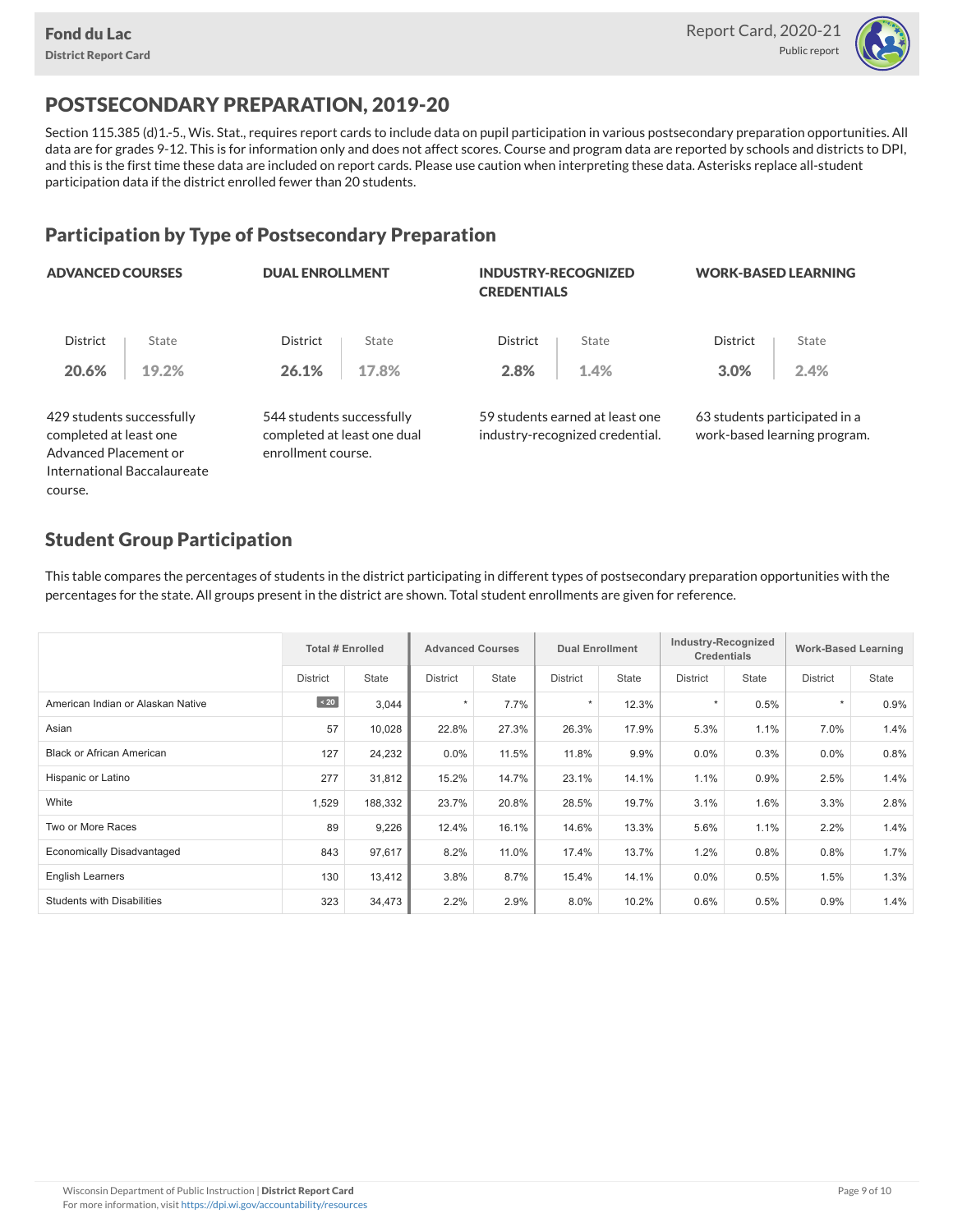# POSTSECONDARY PREPARATION, 2019-20

Section 115.385 (d)1.-5., Wis. Stat., requires report cards to include data on pupil participation in various postsecondary preparation opportunities. All data are for grades 9-12. This is for information only and does not affect scores. Course and program data are reported by schools and districts to DPI, and this is the first time these data are included on report cards. Please use caution when interpreting these data. Asterisks replace all-student participation data if the district enrolled fewer than 20 students.

## Participation by Type of Postsecondary Preparation

### ADVANCED COURSES

| District | State |
|---|---|
| **20.6%** | 19.2% |

429 students successfully completed at least one Advanced Placement or International Baccalaureate course.

### DUAL ENROLLMENT

| District | State |
|---|---|
| **26.1%** | 17.8% |

544 students successfully completed at least one dual enrollment course.

### INDUSTRY-RECOGNIZED CREDENTIALS

| District | State |
|---|---|
| **2.8%** | 1.4% |

59 students earned at least one industry-recognized credential.

### WORK-BASED LEARNING

| District | State |
|---|---|
| **3.0%** | 2.4% |

63 students participated in a work-based learning program.

## Student Group Participation

This table compares the percentages of students in the district participating in different types of postsecondary preparation opportunities with the percentages for the state. All groups present in the district are shown. Total student enrollments are given for reference.

| | Total # Enrolled | | Advanced Courses | | Dual Enrollment | | Industry-Recognized Credentials | | Work-Based Learning | |
|---|---|---|---|---|---|---|---|---|---|---|
| | District | State | District | State | District | State | District | State | District | State |
| American Indian or Alaskan Native | < 20 | 3,044 | * | 7.7% | * | 12.3% | * | 0.5% | * | 0.9% |
| Asian | 57 | 10,028 | 22.8% | 27.3% | 26.3% | 17.9% | 5.3% | 1.1% | 7.0% | 1.4% |
| Black or African American | 127 | 24,232 | 0.0% | 11.5% | 11.8% | 9.9% | 0.0% | 0.3% | 0.0% | 0.8% |
| Hispanic or Latino | 277 | 31,812 | 15.2% | 14.7% | 23.1% | 14.1% | 1.1% | 0.9% | 2.5% | 1.4% |
| White | 1,529 | 188,332 | 23.7% | 20.8% | 28.5% | 19.7% | 3.1% | 1.6% | 3.3% | 2.8% |
| Two or More Races | 89 | 9,226 | 12.4% | 16.1% | 14.6% | 13.3% | 5.6% | 1.1% | 2.2% | 1.4% |
| Economically Disadvantaged | 843 | 97,617 | 8.2% | 11.0% | 17.4% | 13.7% | 1.2% | 0.8% | 0.8% | 1.7% |
| English Learners | 130 | 13,412 | 3.8% | 8.7% | 15.4% | 14.1% | 0.0% | 0.5% | 1.5% | 1.3% |
| Students with Disabilities | 323 | 34,473 | 2.2% | 2.9% | 8.0% | 10.2% | 0.6% | 0.5% | 0.9% | 1.4% |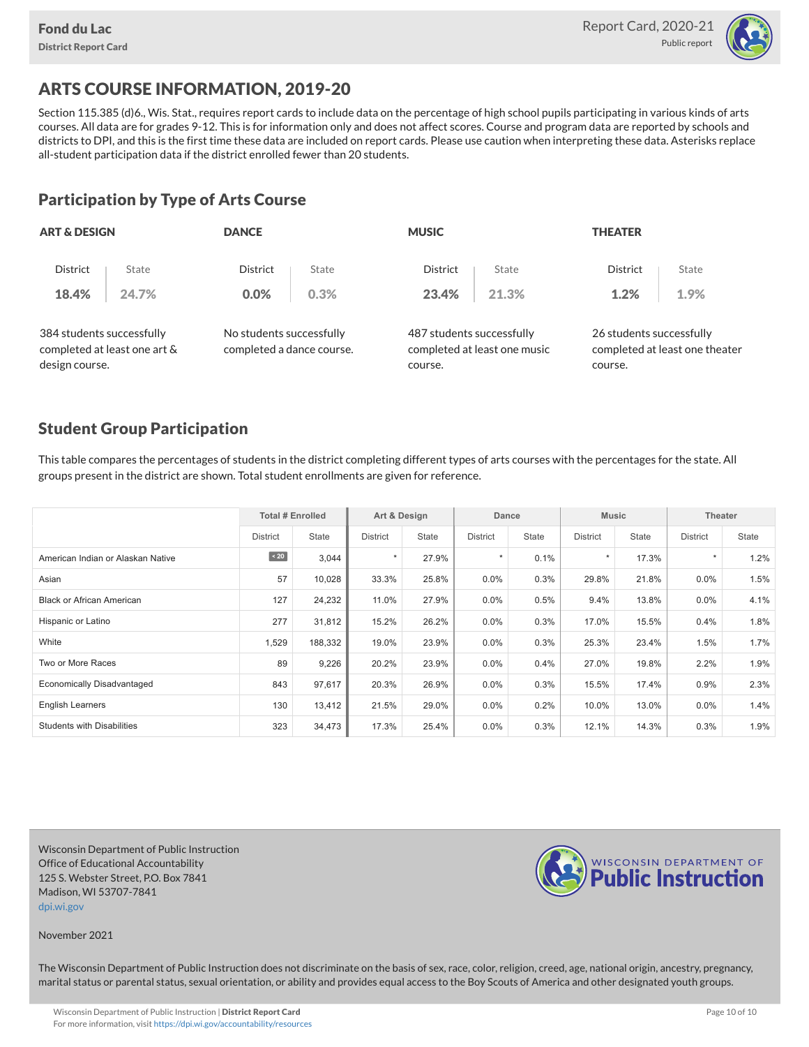## ARTS COURSE INFORMATION, 2019-20

Section 115.385 (d)6., Wis. Stat., requires report cards to include data on the percentage of high school pupils participating in various kinds of arts courses. All data are for grades 9-12. This is for information only and does not affect scores. Course and program data are reported by schools and districts to DPI, and this is the first time these data are included on report cards. Please use caution when interpreting these data. Asterisks replace all-student participation data if the district enrolled fewer than 20 students.

### Participation by Type of Arts Course

| | District | State |
|---|---|---|
| ART & DESIGN | 18.4% | 24.7% |
| DANCE | 0.0% | 0.3% |
| MUSIC | 23.4% | 21.3% |
| THEATER | 1.2% | 1.9% |

**ART & DESIGN:** 384 students successfully completed at least one art & design course.

**DANCE:** No students successfully completed a dance course.

**MUSIC:** 487 students successfully completed at least one music course.

**THEATER:** 26 students successfully completed at least one theater course.

### Student Group Participation

This table compares the percentages of students in the district completing different types of arts courses with the percentages for the state. All groups present in the district are shown. Total student enrollments are given for reference.

| | Total # Enrolled | | Art & Design | | Dance | | Music | | Theater | |
|---|---|---|---|---|---|---|---|---|---|---|
| | District | State | District | State | District | State | District | State | District | State |
| American Indian or Alaskan Native | < 20 | 3,044 | * | 27.9% | * | 0.1% | * | 17.3% | * | 1.2% |
| Asian | 57 | 10,028 | 33.3% | 25.8% | 0.0% | 0.3% | 29.8% | 21.8% | 0.0% | 1.5% |
| Black or African American | 127 | 24,232 | 11.0% | 27.9% | 0.0% | 0.5% | 9.4% | 13.8% | 0.0% | 4.1% |
| Hispanic or Latino | 277 | 31,812 | 15.2% | 26.2% | 0.0% | 0.3% | 17.0% | 15.5% | 0.4% | 1.8% |
| White | 1,529 | 188,332 | 19.0% | 23.9% | 0.0% | 0.3% | 25.3% | 23.4% | 1.5% | 1.7% |
| Two or More Races | 89 | 9,226 | 20.2% | 23.9% | 0.0% | 0.4% | 27.0% | 19.8% | 2.2% | 1.9% |
| Economically Disadvantaged | 843 | 97,617 | 20.3% | 26.9% | 0.0% | 0.3% | 15.5% | 17.4% | 0.9% | 2.3% |
| English Learners | 130 | 13,412 | 21.5% | 29.0% | 0.0% | 0.2% | 10.0% | 13.0% | 0.0% | 1.4% |
| Students with Disabilities | 323 | 34,473 | 17.3% | 25.4% | 0.0% | 0.3% | 12.1% | 14.3% | 0.3% | 1.9% |

Wisconsin Department of Public Instruction
Office of Educational Accountability
125 S. Webster Street, P.O. Box 7841
Madison, WI 53707-7841
dpi.wi.gov

November 2021

The Wisconsin Department of Public Instruction does not discriminate on the basis of sex, race, color, religion, creed, age, national origin, ancestry, pregnancy, marital status or parental status, sexual orientation, or ability and provides equal access to the Boy Scouts of America and other designated youth groups.